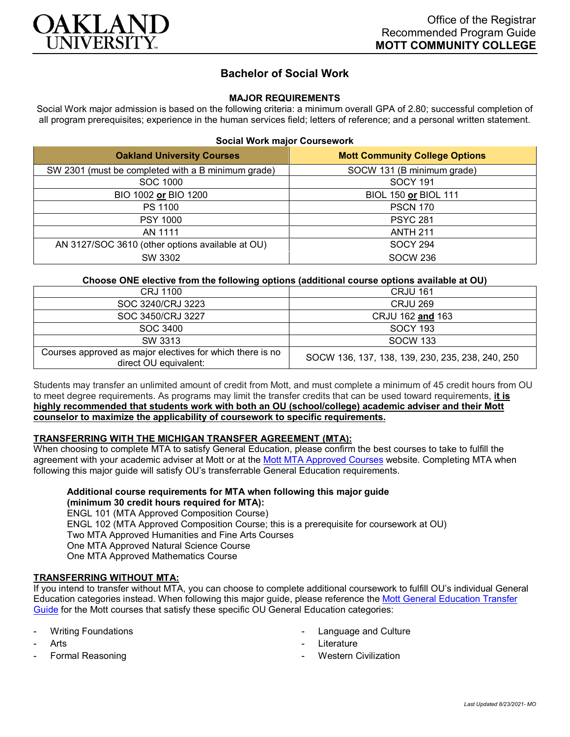# OAKLAND UNIVERSITY

Office of the Registrar
Recommended Program Guide
**MOTT COMMUNITY COLLEGE**

## Bachelor of Social Work

### MAJOR REQUIREMENTS

Social Work major admission is based on the following criteria: a minimum overall GPA of 2.80; successful completion of all program prerequisites; experience in the human services field; letters of reference; and a personal written statement.

**Social Work major Coursework**

| Oakland University Courses | Mott Community College Options |
|---|---|
| SW 2301 (must be completed with a B minimum grade) | SOCW 131 (B minimum grade) |
| SOC 1000 | SOCY 191 |
| BIO 1002 **or** BIO 1200 | BIOL 150 **or** BIOL 111 |
| PS 1100 | PSCN 170 |
| PSY 1000 | PSYC 281 |
| AN 1111 | ANTH 211 |
| AN 3127/SOC 3610 (other options available at OU) | SOCY 294 |
| SW 3302 | SOCW 236 |

**Choose ONE elective from the following options (additional course options available at OU)**

| | |
|---|---|
| CRJ 1100 | CRJU 161 |
| SOC 3240/CRJ 3223 | CRJU 269 |
| SOC 3450/CRJ 3227 | CRJU 162 **and** 163 |
| SOC 3400 | SOCY 193 |
| SW 3313 | SOCW 133 |
| Courses approved as major electives for which there is no direct OU equivalent: | SOCW 136, 137, 138, 139, 230, 235, 238, 240, 250 |

Students may transfer an unlimited amount of credit from Mott, and must complete a minimum of 45 credit hours from OU to meet degree requirements. As programs may limit the transfer credits that can be used toward requirements, **it is highly recommended that students work with both an OU (school/college) academic adviser and their Mott counselor to maximize the applicability of coursework to specific requirements.**

### TRANSFERRING WITH THE MICHIGAN TRANSFER AGREEMENT (MTA):

When choosing to complete MTA to satisfy General Education, please confirm the best courses to take to fulfill the agreement with your academic adviser at Mott or at the Mott MTA Approved Courses website. Completing MTA when following this major guide will satisfy OU's transferrable General Education requirements.

**Additional course requirements for MTA when following this major guide (minimum 30 credit hours required for MTA):**
ENGL 101 (MTA Approved Composition Course)
ENGL 102 (MTA Approved Composition Course; this is a prerequisite for coursework at OU)
Two MTA Approved Humanities and Fine Arts Courses
One MTA Approved Natural Science Course
One MTA Approved Mathematics Course

### TRANSFERRING WITHOUT MTA:

If you intend to transfer without MTA, you can choose to complete additional coursework to fulfill OU's individual General Education categories instead. When following this major guide, please reference the Mott General Education Transfer Guide for the Mott courses that satisfy these specific OU General Education categories:

- Writing Foundations
- Arts
- Formal Reasoning
- Language and Culture
- Literature
- Western Civilization

*Last Updated 8/23/2021- MO*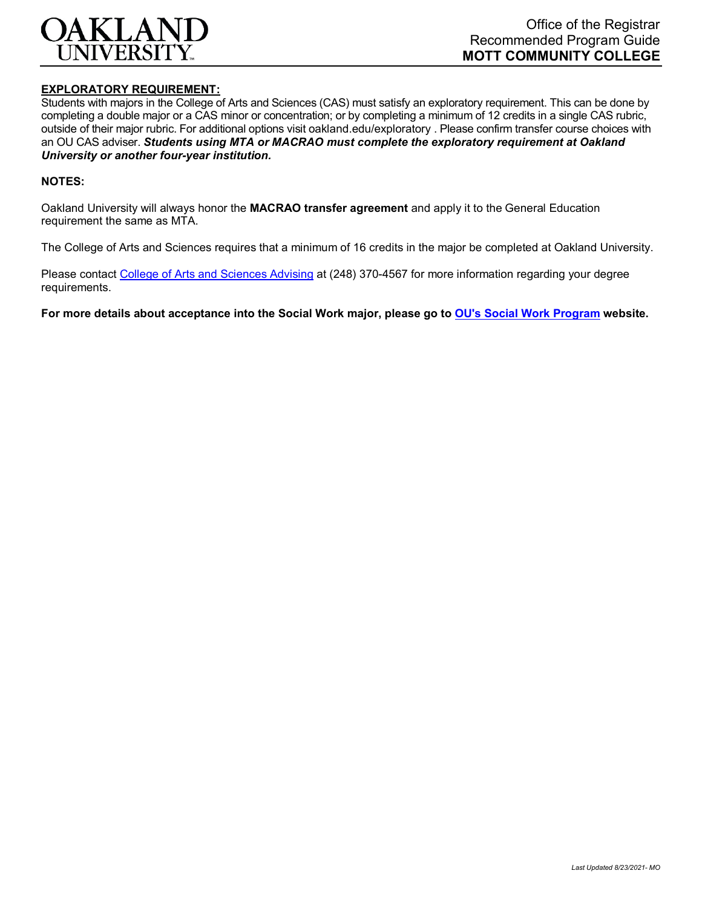**EXPLORATORY REQUIREMENT:**

Students with majors in the College of Arts and Sciences (CAS) must satisfy an exploratory requirement. This can be done by completing a double major or a CAS minor or concentration; or by completing a minimum of 12 credits in a single CAS rubric, outside of their major rubric. For additional options visit oakland.edu/exploratory . Please confirm transfer course choices with an OU CAS adviser. ***Students using MTA or MACRAO must complete the exploratory requirement at Oakland University or another four-year institution.***

**NOTES:**

Oakland University will always honor the **MACRAO transfer agreement** and apply it to the General Education requirement the same as MTA.

The College of Arts and Sciences requires that a minimum of 16 credits in the major be completed at Oakland University.

Please contact College of Arts and Sciences Advising at (248) 370-4567 for more information regarding your degree requirements.

**For more details about acceptance into the Social Work major, please go to OU's Social Work Program website.**